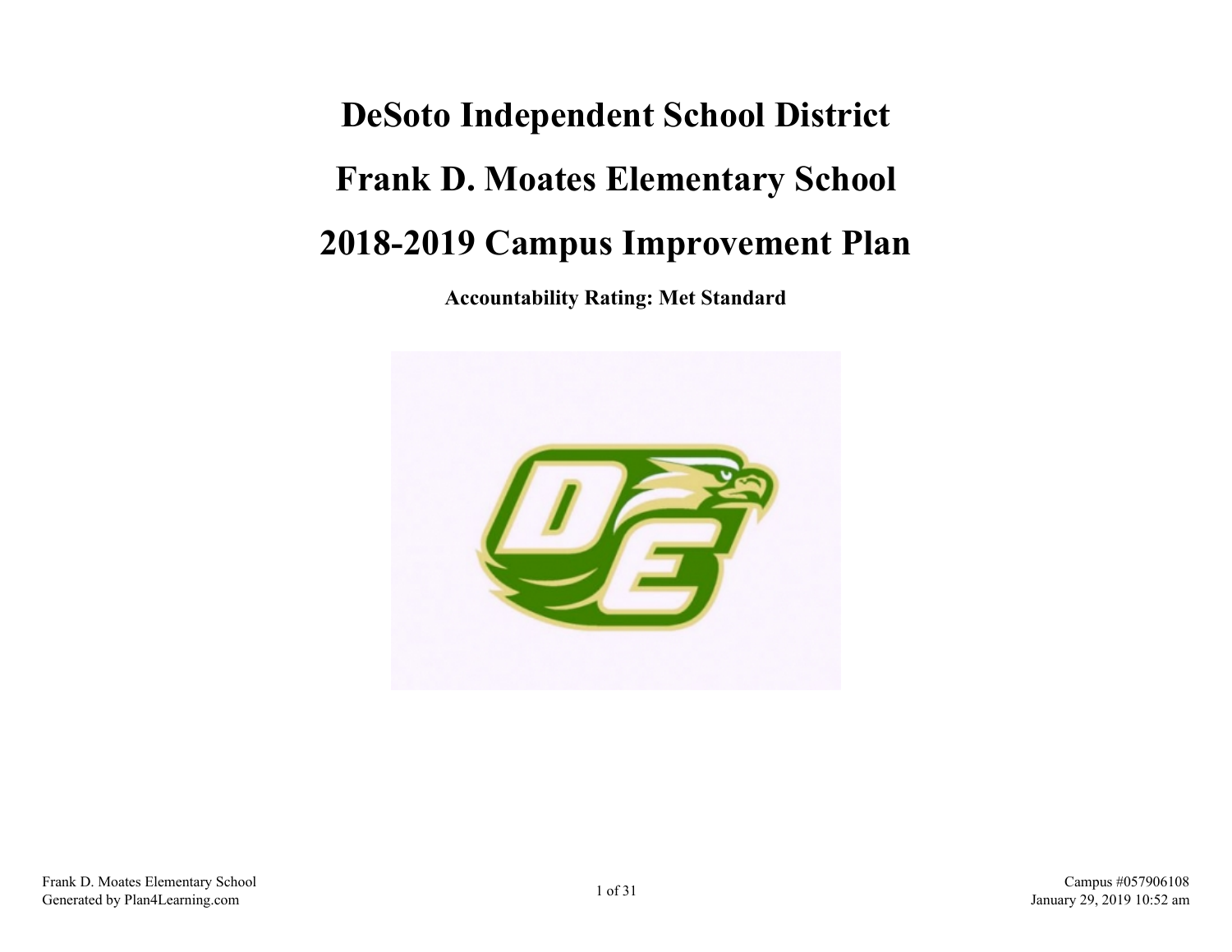# DeSoto Independent School District

# Frank D. Moates Elementary School

# 2018-2019 Campus Improvement Plan

**Accountability Rating: Met Standard**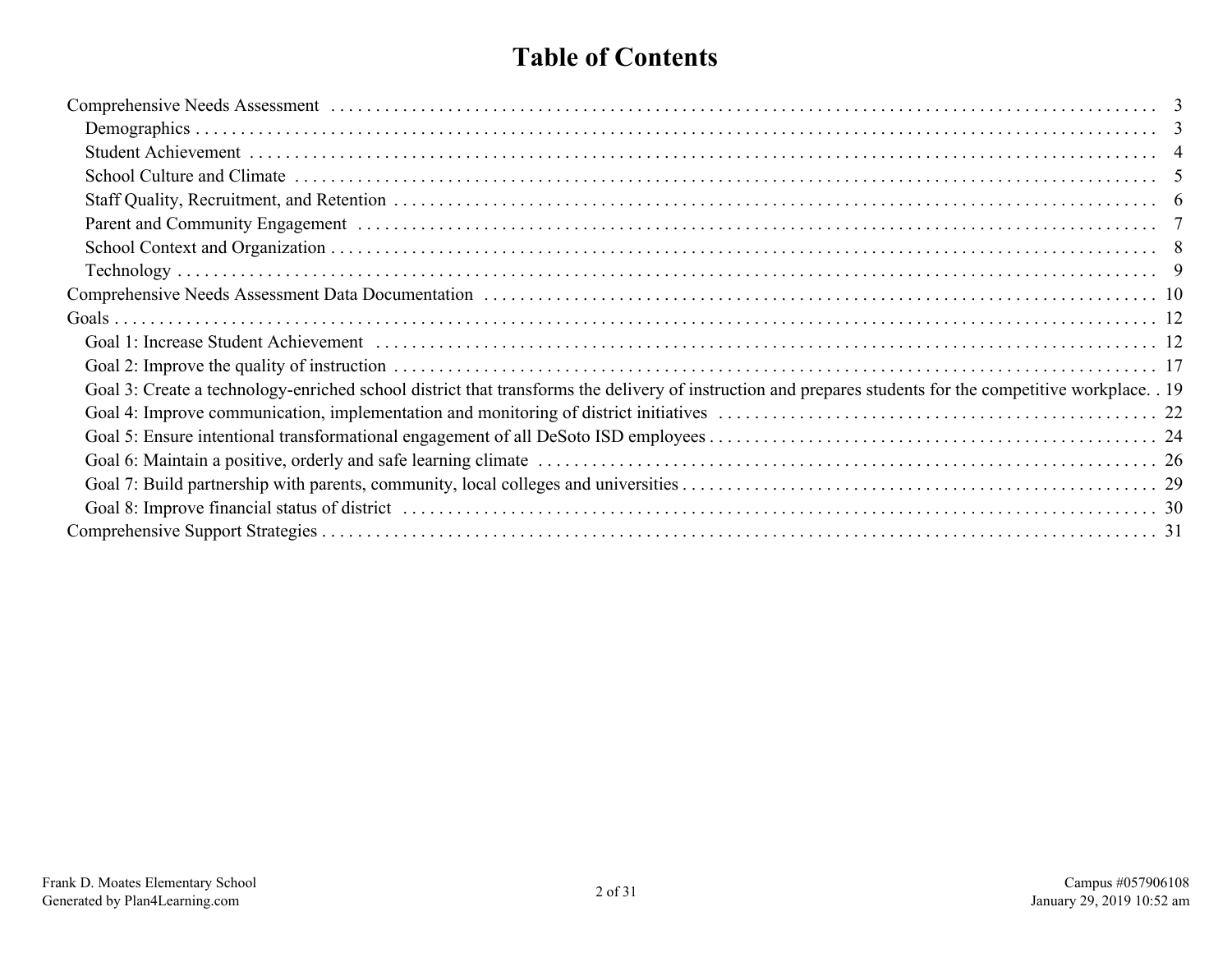# Table of Contents

Comprehensive Needs Assessment . . . . . . . . . . 3
- Demographics . . . . . . . . . . 3
- Student Achievement . . . . . . . . . . 4
- School Culture and Climate . . . . . . . . . . 5
- Staff Quality, Recruitment, and Retention . . . . . . . . . . 6
- Parent and Community Engagement . . . . . . . . . . 7
- School Context and Organization . . . . . . . . . . 8
- Technology . . . . . . . . . . 9

Comprehensive Needs Assessment Data Documentation . . . . . . . . . . 10

Goals . . . . . . . . . . 12
- Goal 1: Increase Student Achievement . . . . . . . . . . 12
- Goal 2: Improve the quality of instruction . . . . . . . . . . 17
- Goal 3: Create a technology-enriched school district that transforms the delivery of instruction and prepares students for the competitive workplace. . 19
- Goal 4: Improve communication, implementation and monitoring of district initiatives . . . . . . . . . . 22
- Goal 5: Ensure intentional transformational engagement of all DeSoto ISD employees . . . . . . . . . . 24
- Goal 6: Maintain a positive, orderly and safe learning climate . . . . . . . . . . 26
- Goal 7: Build partnership with parents, community, local colleges and universities . . . . . . . . . . 29
- Goal 8: Improve financial status of district . . . . . . . . . . 30

Comprehensive Support Strategies . . . . . . . . . . 31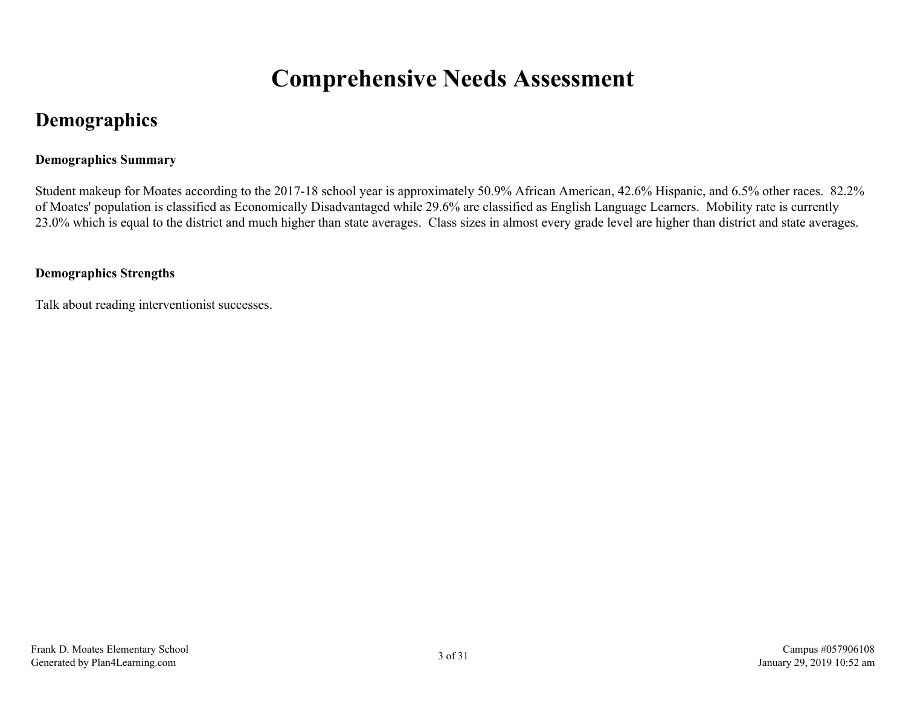# Comprehensive Needs Assessment

## Demographics

**Demographics Summary**

Student makeup for Moates according to the 2017-18 school year is approximately 50.9% African American, 42.6% Hispanic, and 6.5% other races. 82.2% of Moates' population is classified as Economically Disadvantaged while 29.6% are classified as English Language Learners. Mobility rate is currently 23.0% which is equal to the district and much higher than state averages. Class sizes in almost every grade level are higher than district and state averages.

**Demographics Strengths**

Talk about reading interventionist successes.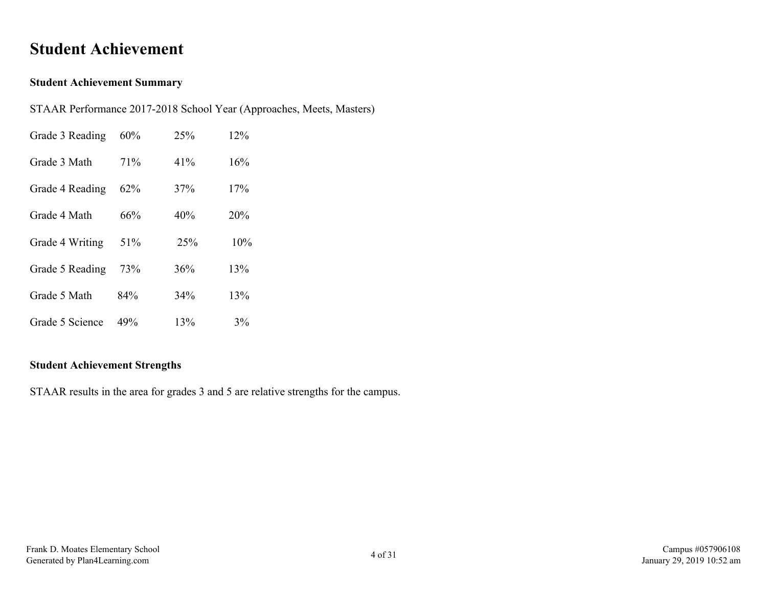# Student Achievement

### Student Achievement Summary

STAAR Performance 2017-2018 School Year (Approaches, Meets, Masters)

| | | | |
|---|---|---|---|
| Grade 3 Reading | 60% | 25% | 12% |
| Grade 3 Math | 71% | 41% | 16% |
| Grade 4 Reading | 62% | 37% | 17% |
| Grade 4 Math | 66% | 40% | 20% |
| Grade 4 Writing | 51% | 25% | 10% |
| Grade 5 Reading | 73% | 36% | 13% |
| Grade 5 Math | 84% | 34% | 13% |
| Grade 5 Science | 49% | 13% | 3% |

### Student Achievement Strengths

STAAR results in the area for grades 3 and 5 are relative strengths for the campus.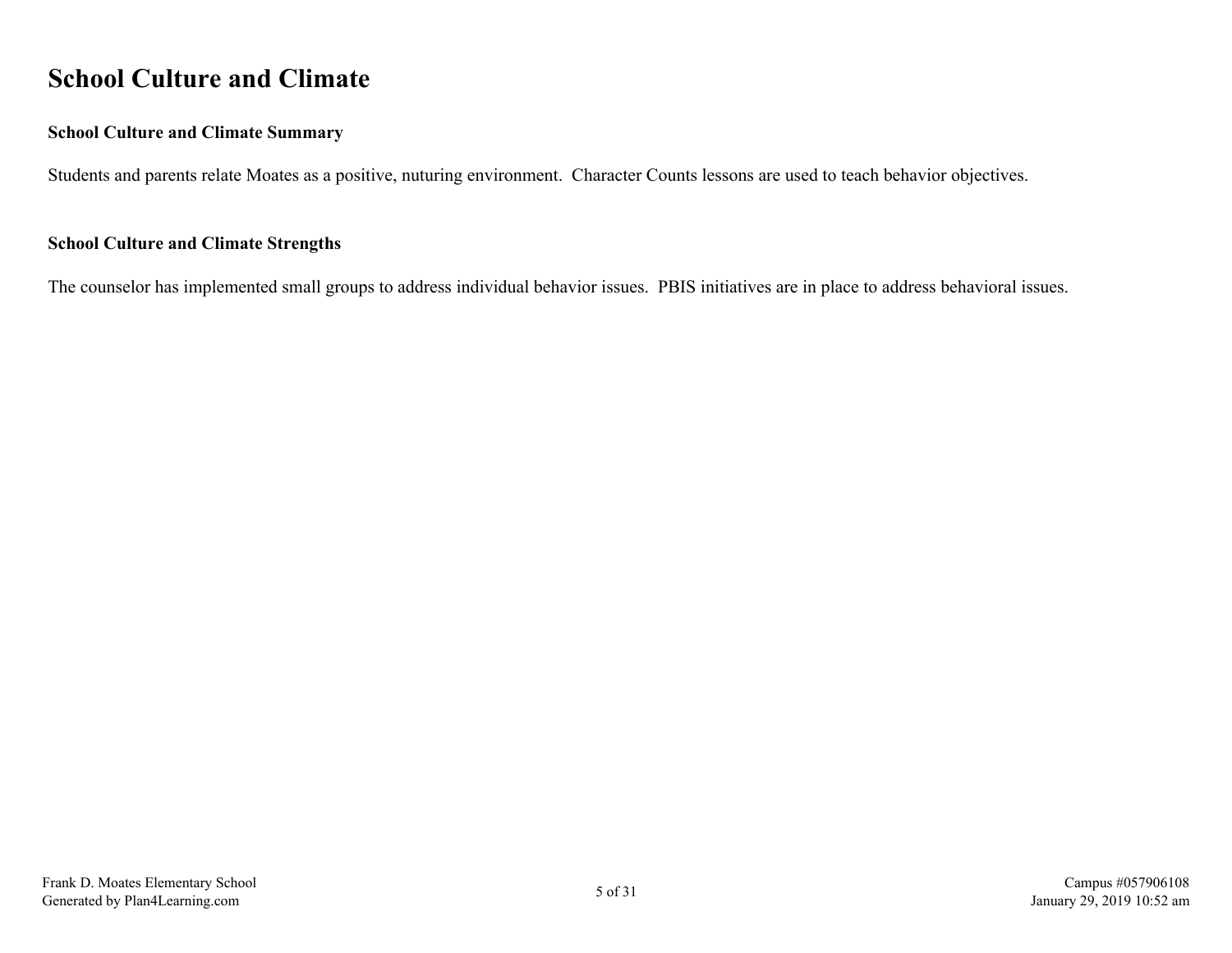# School Culture and Climate

### School Culture and Climate Summary

Students and parents relate Moates as a positive, nuturing environment.  Character Counts lessons are used to teach behavior objectives.

### School Culture and Climate Strengths

The counselor has implemented small groups to address individual behavior issues.  PBIS initiatives are in place to address behavioral issues.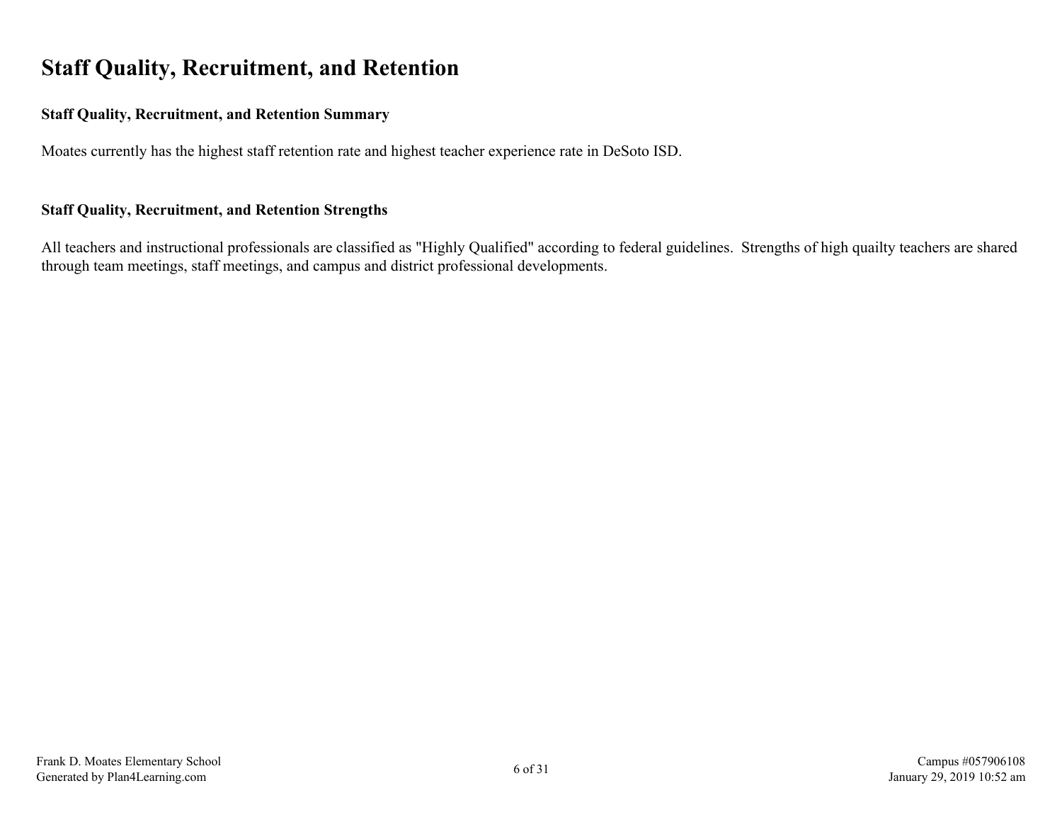# Staff Quality, Recruitment, and Retention

### Staff Quality, Recruitment, and Retention Summary

Moates currently has the highest staff retention rate and highest teacher experience rate in DeSoto ISD.

### Staff Quality, Recruitment, and Retention Strengths

All teachers and instructional professionals are classified as "Highly Qualified" according to federal guidelines. Strengths of high quailty teachers are shared through team meetings, staff meetings, and campus and district professional developments.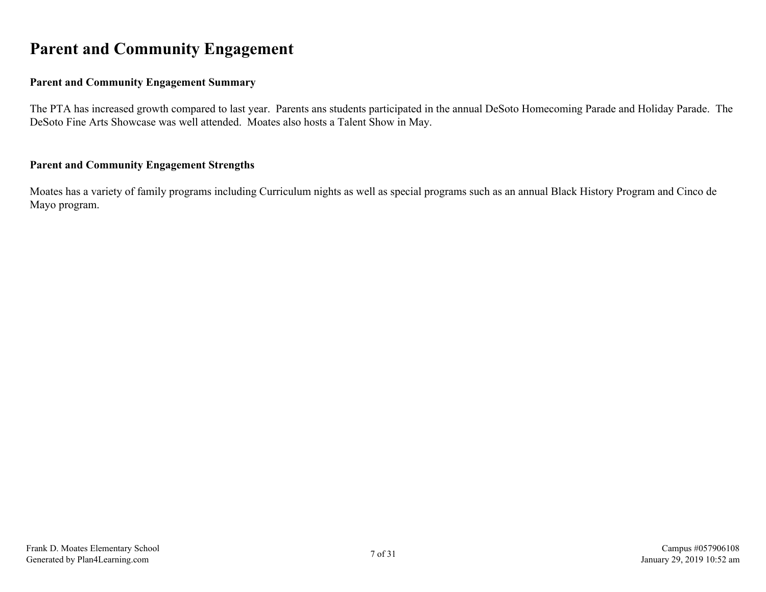# Parent and Community Engagement

### Parent and Community Engagement Summary

The PTA has increased growth compared to last year. Parents ans students participated in the annual DeSoto Homecoming Parade and Holiday Parade. The DeSoto Fine Arts Showcase was well attended. Moates also hosts a Talent Show in May.

### Parent and Community Engagement Strengths

Moates has a variety of family programs including Curriculum nights as well as special programs such as an annual Black History Program and Cinco de Mayo program.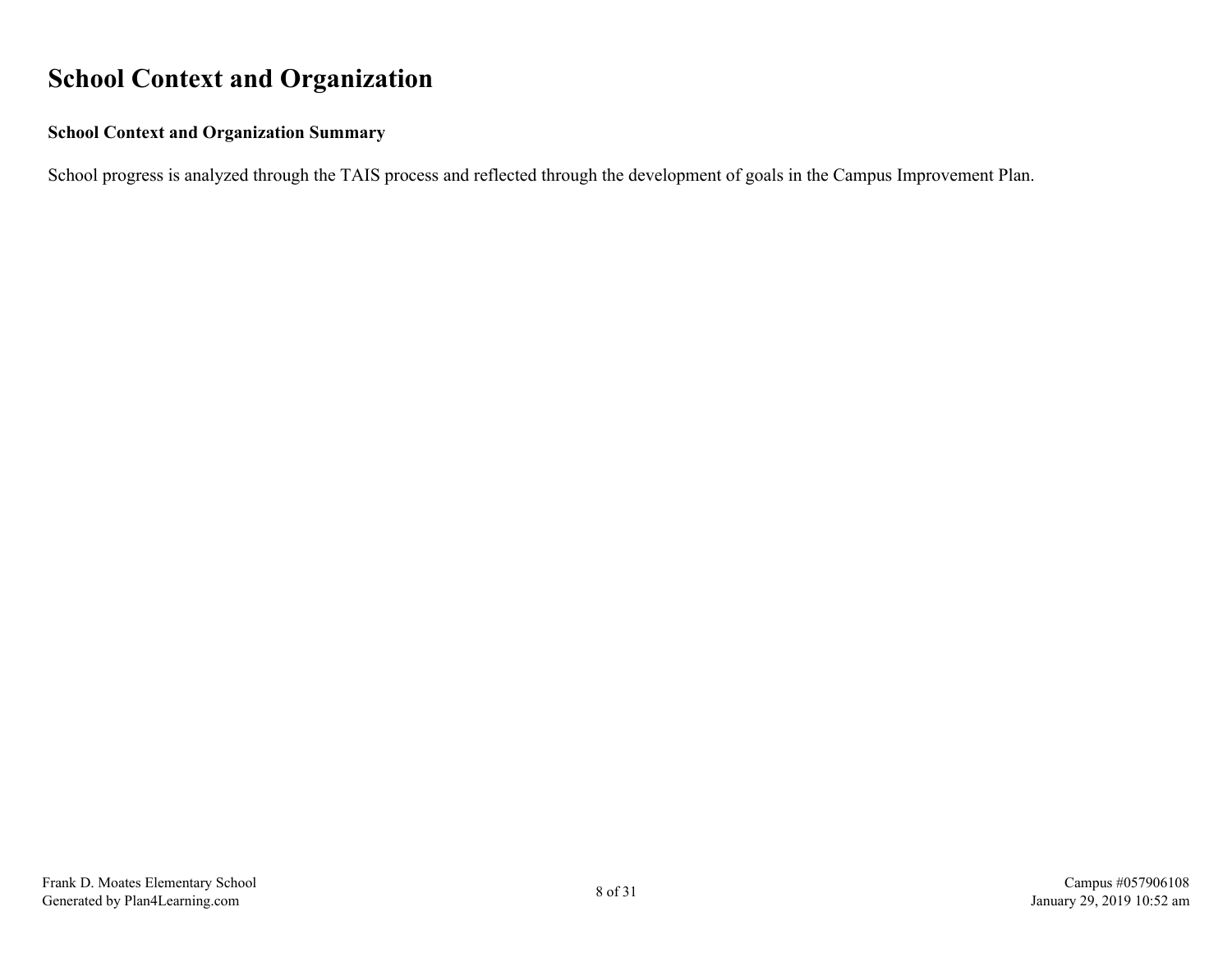# School Context and Organization

### School Context and Organization Summary

School progress is analyzed through the TAIS process and reflected through the development of goals in the Campus Improvement Plan.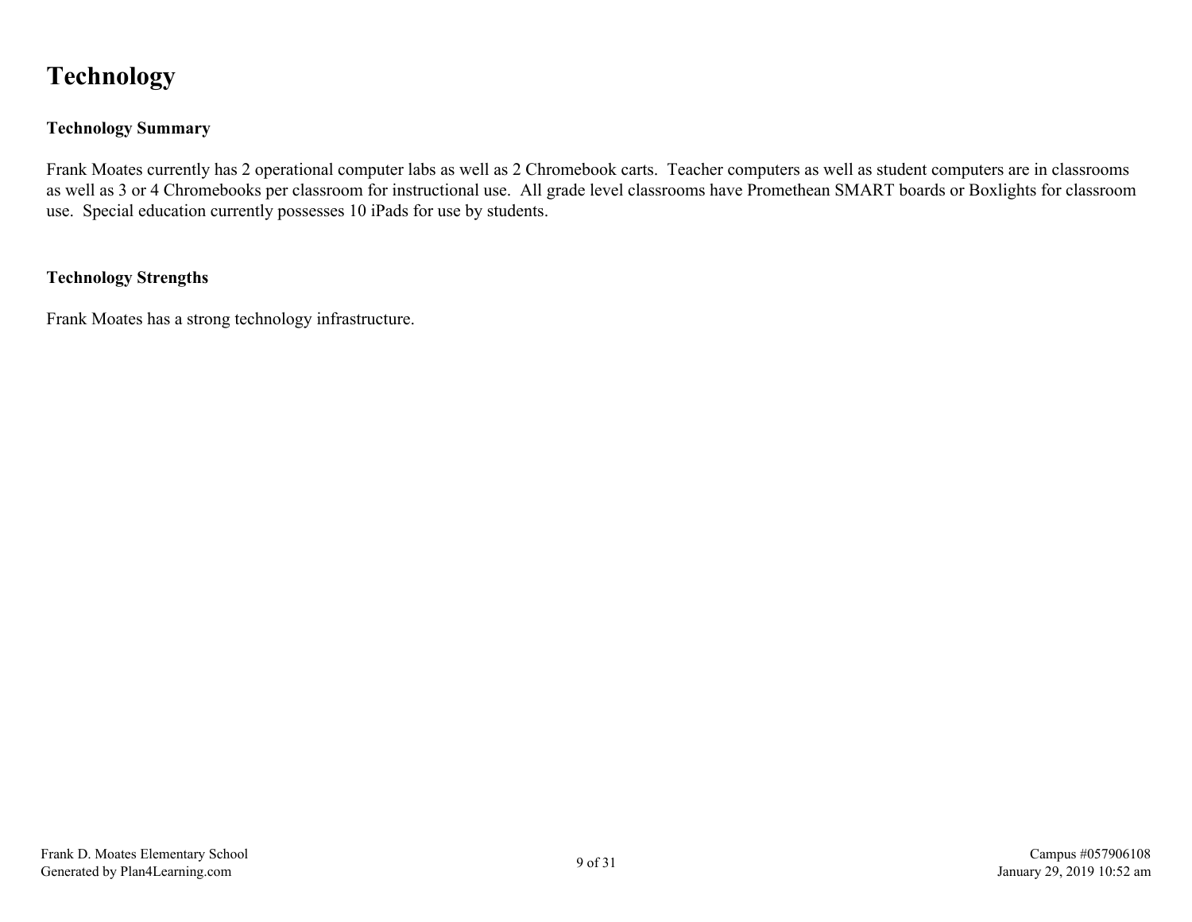# Technology

### Technology Summary

Frank Moates currently has 2 operational computer labs as well as 2 Chromebook carts. Teacher computers as well as student computers are in classrooms as well as 3 or 4 Chromebooks per classroom for instructional use. All grade level classrooms have Promethean SMART boards or Boxlights for classroom use. Special education currently possesses 10 iPads for use by students.

### Technology Strengths

Frank Moates has a strong technology infrastructure.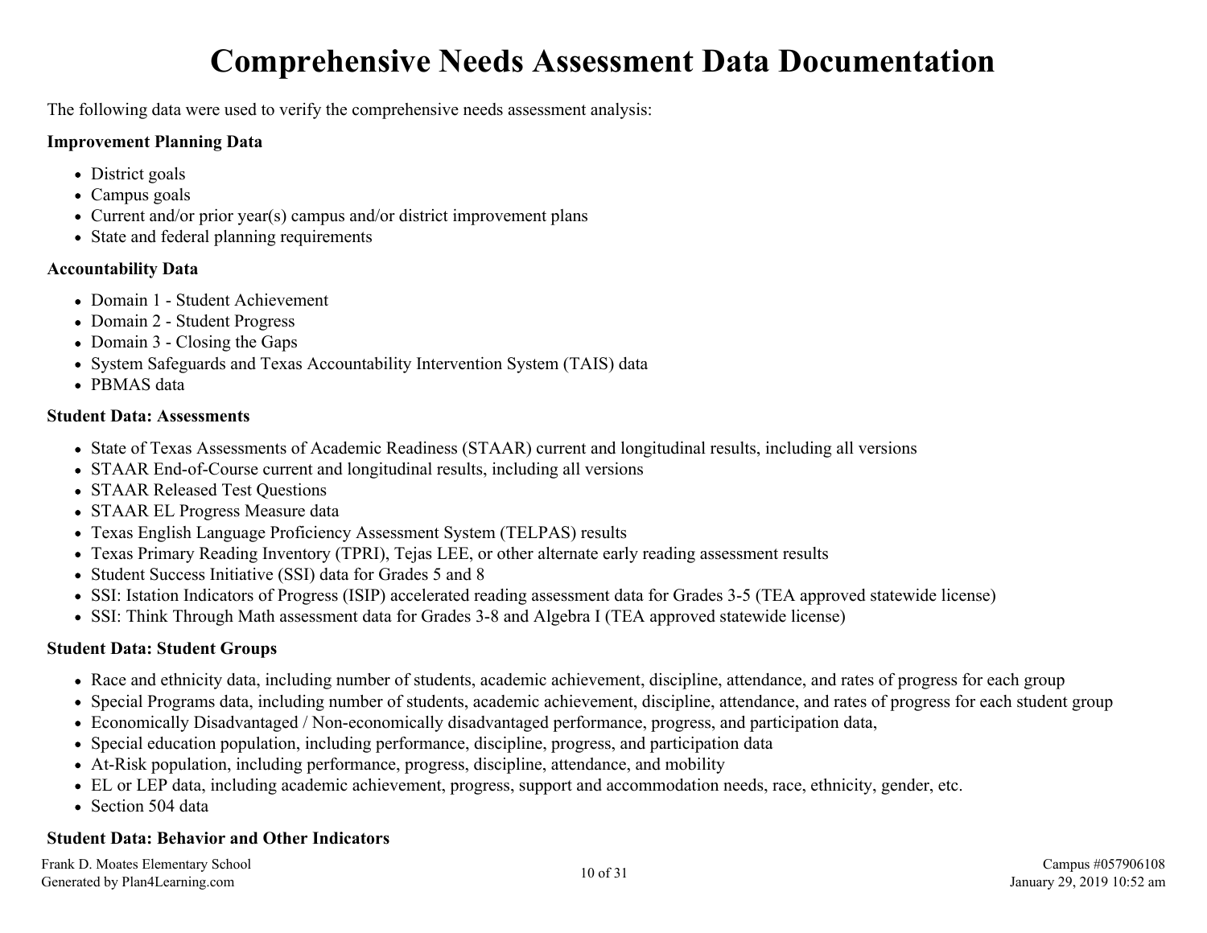# Comprehensive Needs Assessment Data Documentation

The following data were used to verify the comprehensive needs assessment analysis:

**Improvement Planning Data**

- District goals
- Campus goals
- Current and/or prior year(s) campus and/or district improvement plans
- State and federal planning requirements

**Accountability Data**

- Domain 1 - Student Achievement
- Domain 2 - Student Progress
- Domain 3 - Closing the Gaps
- System Safeguards and Texas Accountability Intervention System (TAIS) data
- PBMAS data

**Student Data: Assessments**

- State of Texas Assessments of Academic Readiness (STAAR) current and longitudinal results, including all versions
- STAAR End-of-Course current and longitudinal results, including all versions
- STAAR Released Test Questions
- STAAR EL Progress Measure data
- Texas English Language Proficiency Assessment System (TELPAS) results
- Texas Primary Reading Inventory (TPRI), Tejas LEE, or other alternate early reading assessment results
- Student Success Initiative (SSI) data for Grades 5 and 8
- SSI: Istation Indicators of Progress (ISIP) accelerated reading assessment data for Grades 3-5 (TEA approved statewide license)
- SSI: Think Through Math assessment data for Grades 3-8 and Algebra I (TEA approved statewide license)

**Student Data: Student Groups**

- Race and ethnicity data, including number of students, academic achievement, discipline, attendance, and rates of progress for each group
- Special Programs data, including number of students, academic achievement, discipline, attendance, and rates of progress for each student group
- Economically Disadvantaged / Non-economically disadvantaged performance, progress, and participation data,
- Special education population, including performance, discipline, progress, and participation data
- At-Risk population, including performance, progress, discipline, attendance, and mobility
- EL or LEP data, including academic achievement, progress, support and accommodation needs, race, ethnicity, gender, etc.
- Section 504 data

**Student Data: Behavior and Other Indicators**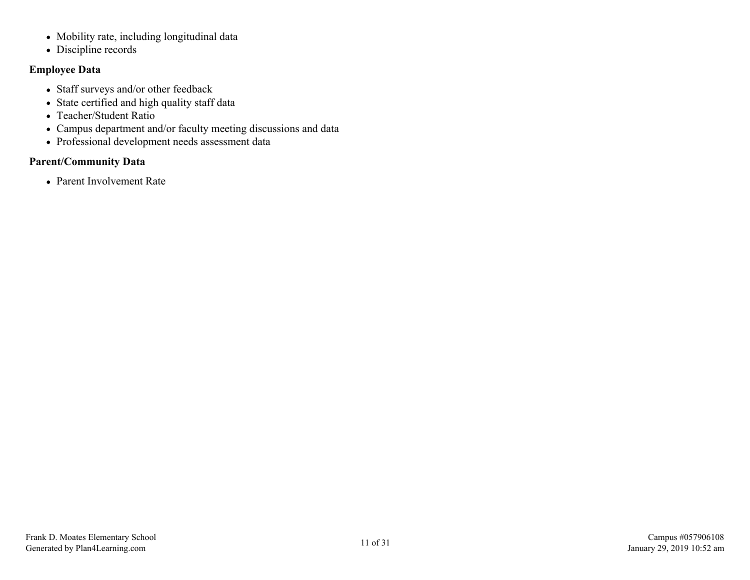- Mobility rate, including longitudinal data
- Discipline records

**Employee Data**

- Staff surveys and/or other feedback
- State certified and high quality staff data
- Teacher/Student Ratio
- Campus department and/or faculty meeting discussions and data
- Professional development needs assessment data

**Parent/Community Data**

- Parent Involvement Rate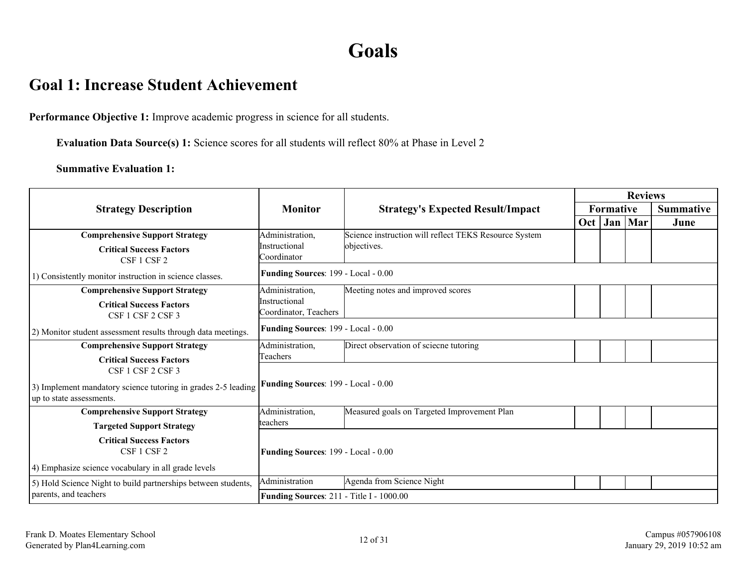# Goals

## Goal 1: Increase Student Achievement

**Performance Objective 1:** Improve academic progress in science for all students.

**Evaluation Data Source(s) 1:** Science scores for all students will reflect 80% at Phase in Level 2

**Summative Evaluation 1:**

| Strategy Description | Monitor | Strategy's Expected Result/Impact | Reviews | | | |
|---|---|---|---|---|---|---|
| | | | Formative | | | Summative |
| | | | Oct | Jan | Mar | June |
| **Comprehensive Support Strategy** **Critical Success Factors** CSF 1 CSF 2 1) Consistently monitor instruction in science classes. | Administration, Instructional Coordinator | Science instruction will reflect TEKS Resource System objectives. | | | | |
| | **Funding Sources**: 199 - Local - 0.00 | | | | | |
| **Comprehensive Support Strategy** **Critical Success Factors** CSF 1 CSF 2 CSF 3 2) Monitor student assessment results through data meetings. | Administration, Instructional Coordinator, Teachers | Meeting notes and improved scores | | | | |
| | **Funding Sources**: 199 - Local - 0.00 | | | | | |
| **Comprehensive Support Strategy** **Critical Success Factors** CSF 1 CSF 2 CSF 3 3) Implement mandatory science tutoring in grades 2-5 leading up to state assessments. | Administration, Teachers | Direct observation of sciecne tutoring | | | | |
| | **Funding Sources**: 199 - Local - 0.00 | | | | | |
| **Comprehensive Support Strategy** **Targeted Support Strategy** **Critical Success Factors** CSF 1 CSF 2 4) Emphasize science vocabulary in all grade levels | Administration, teachers | Measured goals on Targeted Improvement Plan | | | | |
| | **Funding Sources**: 199 - Local - 0.00 | | | | | |
| 5) Hold Science Night to build partnerships between students, parents, and teachers | Administration | Agenda from Science Night | | | | |
| | **Funding Sources**: 211 - Title I - 1000.00 | | | | | |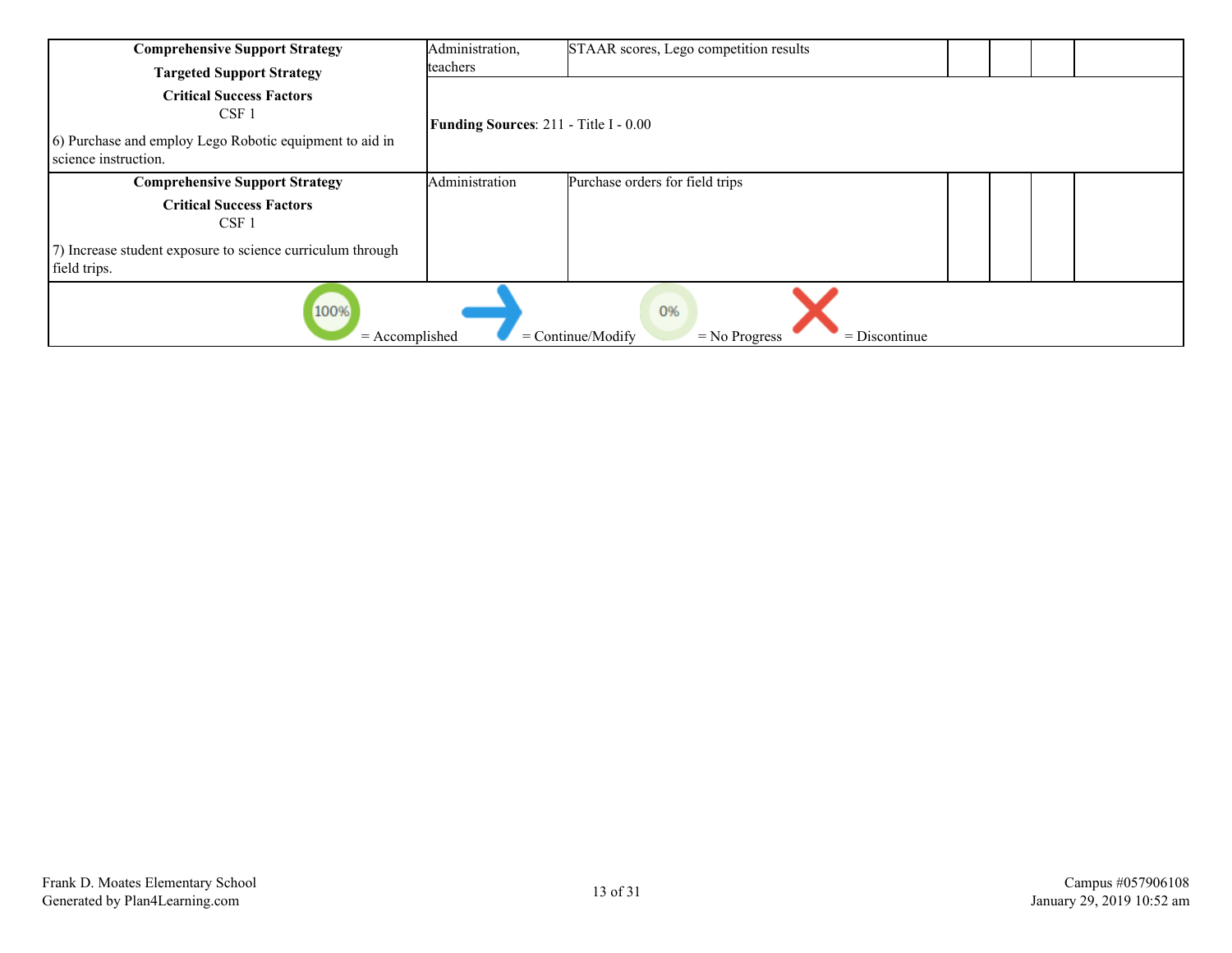| Strategy | Staff Responsible | Evidence | | | | |
|---|---|---|---|---|---|---|
| **Comprehensive Support Strategy**<br>**Targeted Support Strategy**<br>**Critical Success Factors**<br>CSF 1<br>6) Purchase and employ Lego Robotic equipment to aid in science instruction. | Administration, teachers | STAAR scores, Lego competition results | | | | |
| | **Funding Sources**: 211 - Title I - 0.00 | | | | | |
| **Comprehensive Support Strategy**<br>**Critical Success Factors**<br>CSF 1<br>7) Increase student exposure to science curriculum through field trips. | Administration | Purchase orders for field trips | | | | |

100% = Accomplished    = Continue/Modify    0% = No Progress    = Discontinue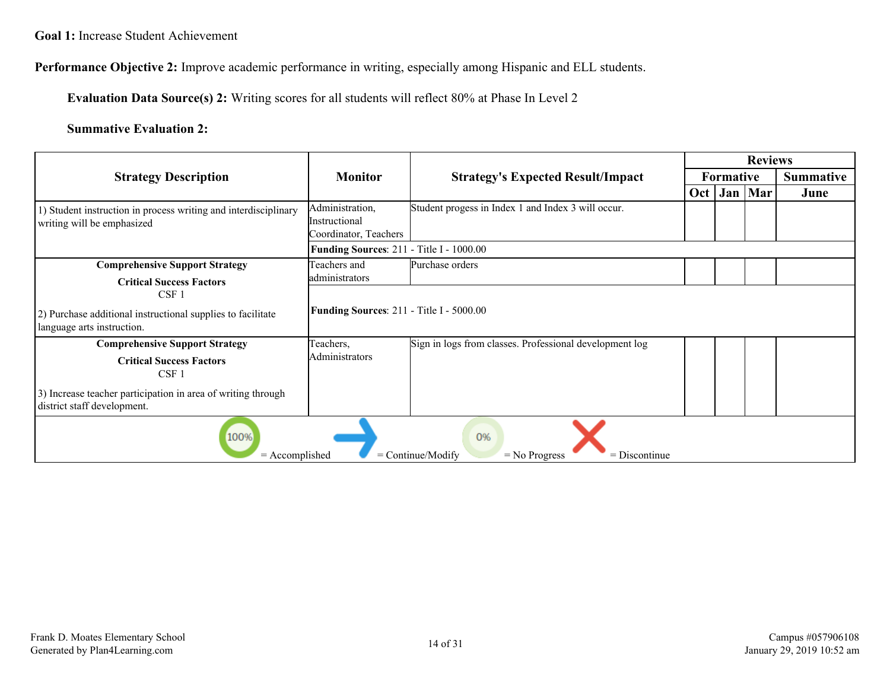**Goal 1:** Increase Student Achievement

**Performance Objective 2:** Improve academic performance in writing, especially among Hispanic and ELL students.

**Evaluation Data Source(s) 2:** Writing scores for all students will reflect 80% at Phase In Level 2

**Summative Evaluation 2:**

| Strategy Description | Monitor | Strategy's Expected Result/Impact | Reviews | | | |
|---|---|---|---|---|---|---|
| | | | Formative | | | Summative |
| | | | Oct | Jan | Mar | June |
| 1) Student instruction in process writing and interdisciplinary writing will be emphasized | Administration, Instructional Coordinator, Teachers | Student progess in Index 1 and Index 3 will occur. | | | | |
| | **Funding Sources**: 211 - Title I - 1000.00 | | | | | |
| **Comprehensive Support Strategy**<br>**Critical Success Factors**<br>CSF 1<br>2) Purchase additional instructional supplies to facilitate language arts instruction. | Teachers and administrators | Purchase orders | | | | |
| | **Funding Sources**: 211 - Title I - 5000.00 | | | | | |
| **Comprehensive Support Strategy**<br>**Critical Success Factors**<br>CSF 1<br>3) Increase teacher participation in area of writing through district staff development. | Teachers, Administrators | Sign in logs from classes. Professional development log | | | | |

100% = Accomplished → = Continue/Modify 0% = No Progress X = Discontinue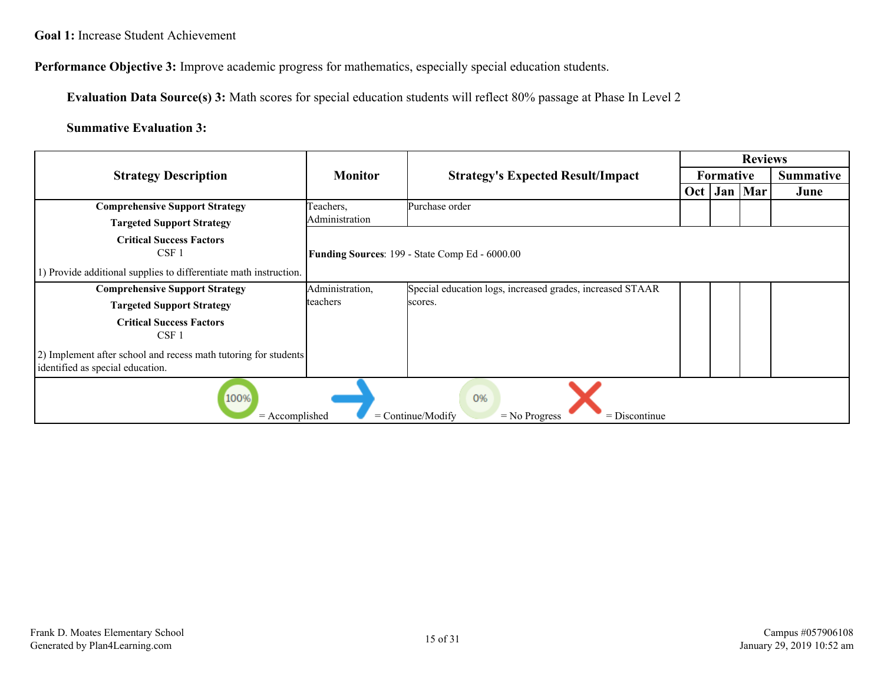**Goal 1:** Increase Student Achievement

**Performance Objective 3:** Improve academic progress for mathematics, especially special education students.

**Evaluation Data Source(s) 3:** Math scores for special education students will reflect 80% passage at Phase In Level 2

**Summative Evaluation 3:**

| Strategy Description | Monitor | Strategy's Expected Result/Impact | Reviews | | | |
|---|---|---|---|---|---|---|
| | | | Formative | | | Summative |
| | | | Oct | Jan | Mar | June |
| **Comprehensive Support Strategy**<br>**Targeted Support Strategy**<br>**Critical Success Factors**<br>CSF 1<br>1) Provide additional supplies to differentiate math instruction. | Teachers, Administration | Purchase order<br><br>**Funding Sources**: 199 - State Comp Ed - 6000.00 | | | | |
| **Comprehensive Support Strategy**<br>**Targeted Support Strategy**<br>**Critical Success Factors**<br>CSF 1<br>2) Implement after school and recess math tutoring for students identified as special education. | Administration, teachers | Special education logs, increased grades, increased STAAR scores. | | | | |

100% = Accomplished → = Continue/Modify 0% = No Progress X = Discontinue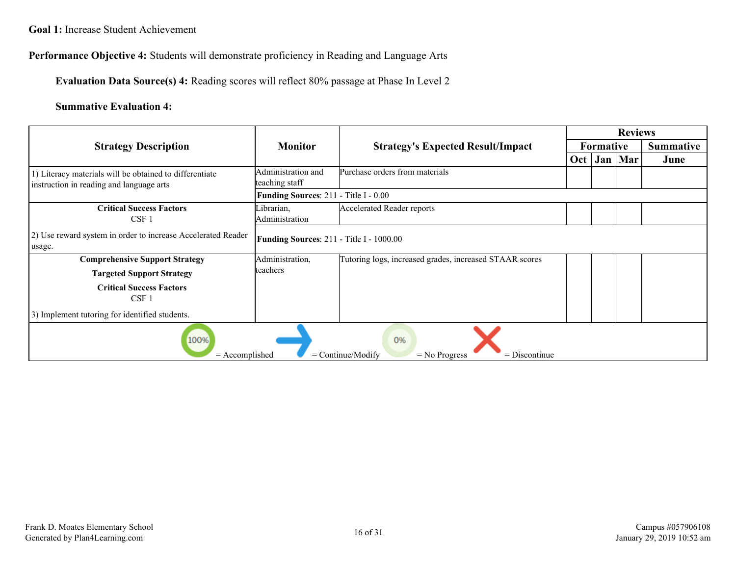**Goal 1:** Increase Student Achievement

**Performance Objective 4:** Students will demonstrate proficiency in Reading and Language Arts

**Evaluation Data Source(s) 4:** Reading scores will reflect 80% passage at Phase In Level 2

**Summative Evaluation 4:**

| Strategy Description | Monitor | Strategy's Expected Result/Impact | Reviews | | | |
|---|---|---|---|---|---|---|
| | | | Formative | | | Summative |
| | | | Oct | Jan | Mar | June |
| 1) Literacy materials will be obtained to differentiate instruction in reading and language arts | Administration and teaching staff | Purchase orders from materials | | | | |
| | **Funding Sources**: 211 - Title I - 0.00 | | | | | |
| **Critical Success Factors** CSF 1<br><br>2) Use reward system in order to increase Accelerated Reader usage. | Librarian, Administration | Accelerated Reader reports | | | | |
| | **Funding Sources**: 211 - Title I - 1000.00 | | | | | |
| **Comprehensive Support Strategy**<br>**Targeted Support Strategy**<br>**Critical Success Factors** CSF 1<br><br>3) Implement tutoring for identified students. | Administration, teachers | Tutoring logs, increased grades, increased STAAR scores | | | | |

100% = Accomplished | = Continue/Modify | 0% = No Progress | = Discontinue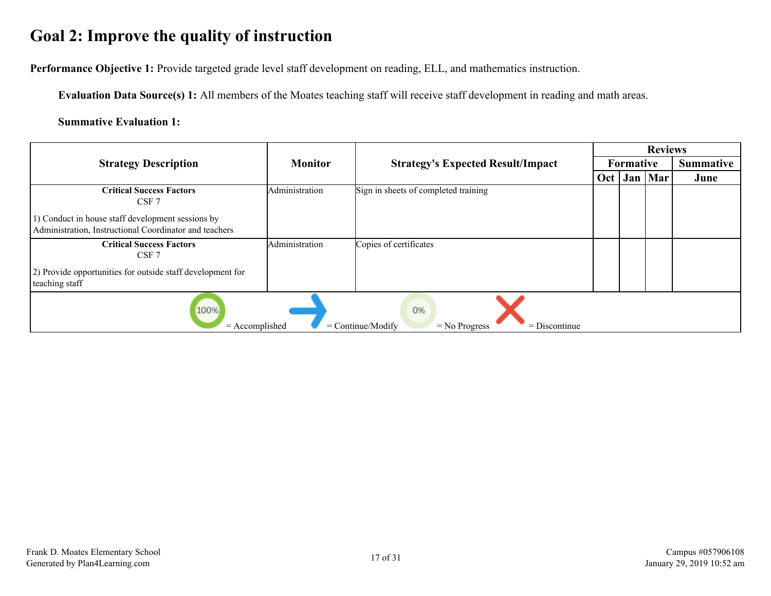# Goal 2: Improve the quality of instruction

**Performance Objective 1:** Provide targeted grade level staff development on reading, ELL, and mathematics instruction.

**Evaluation Data Source(s) 1:** All members of the Moates teaching staff will receive staff development in reading and math areas.

**Summative Evaluation 1:**

| Strategy Description | Monitor | Strategy's Expected Result/Impact | Reviews | | | |
|---|---|---|---|---|---|---|
| | | | Formative | | | Summative |
| | | | Oct | Jan | Mar | June |
| **Critical Success Factors**<br>CSF 7<br><br>1) Conduct in house staff development sessions by Administration, Instructional Coordinator and teachers | Administration | Sign in sheets of completed training | | | | |
| **Critical Success Factors**<br>CSF 7<br><br>2) Provide opportunities for outside staff development for teaching staff | Administration | Copies of certificates | | | | |

100% = Accomplished    → = Continue/Modify    0% = No Progress    X = Discontinue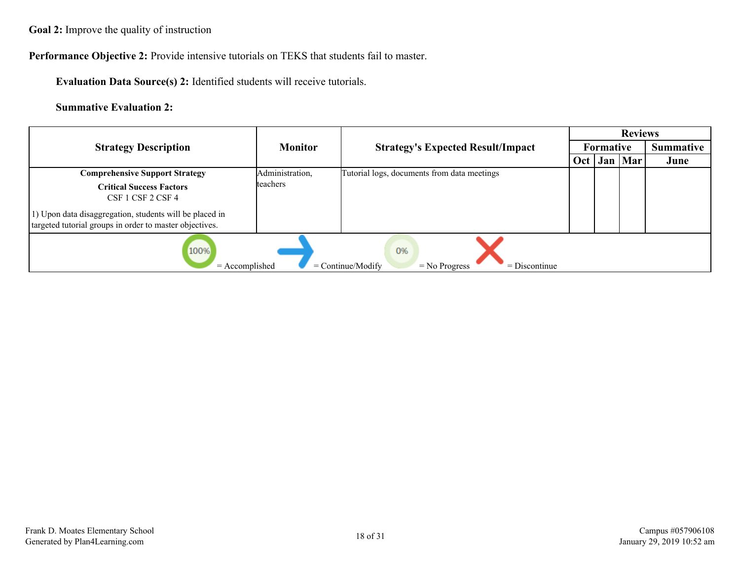**Goal 2:** Improve the quality of instruction

**Performance Objective 2:** Provide intensive tutorials on TEKS that students fail to master.

**Evaluation Data Source(s) 2:** Identified students will receive tutorials.

**Summative Evaluation 2:**

| Strategy Description | Monitor | Strategy's Expected Result/Impact | Reviews | | | |
|---|---|---|---|---|---|---|
| | | | Formative | | | Summative |
| | | | Oct | Jan | Mar | June |
| **Comprehensive Support Strategy**<br>**Critical Success Factors**<br>CSF 1 CSF 2 CSF 4<br>1) Upon data disaggregation, students will be placed in targeted tutorial groups in order to master objectives. | Administration, teachers | Tutorial logs, documents from data meetings | | | | |

100% = Accomplished | → = Continue/Modify | 0% = No Progress | X = Discontinue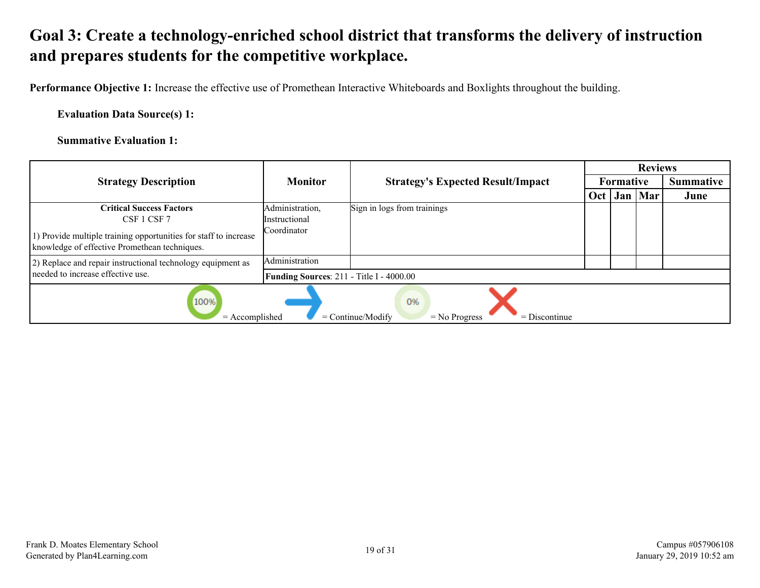# Goal 3: Create a technology-enriched school district that transforms the delivery of instruction and prepares students for the competitive workplace.

**Performance Objective 1:** Increase the effective use of Promethean Interactive Whiteboards and Boxlights throughout the building.

**Evaluation Data Source(s) 1:**

**Summative Evaluation 1:**

| Strategy Description | Monitor | Strategy's Expected Result/Impact | Reviews | | | |
|---|---|---|---|---|---|---|
| | | | Formative | | | Summative |
| | | | Oct | Jan | Mar | June |
| **Critical Success Factors** CSF 1 CSF 7 1) Provide multiple training opportunities for staff to increase knowledge of effective Promethean techniques. | Administration, Instructional Coordinator | Sign in logs from trainings | | | | |
| 2) Replace and repair instructional technology equipment as needed to increase effective use. | Administration | | | | | |
| | **Funding Sources**: 211 - Title I - 4000.00 | | | | | |

100% = Accomplished → = Continue/Modify 0% = No Progress ✕ = Discontinue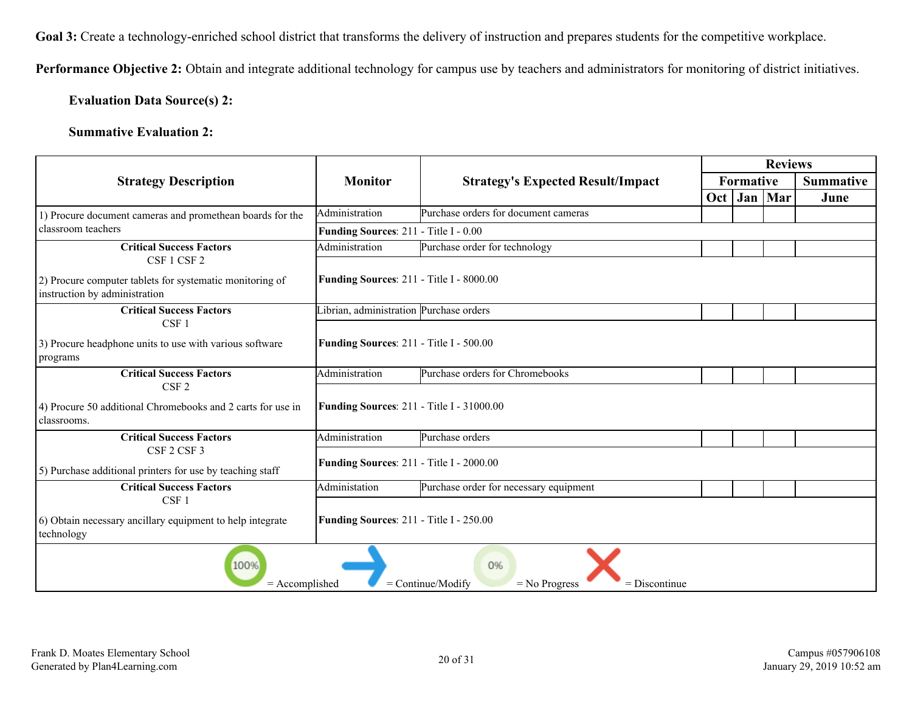**Goal 3:** Create a technology-enriched school district that transforms the delivery of instruction and prepares students for the competitive workplace.

**Performance Objective 2:** Obtain and integrate additional technology for campus use by teachers and administrators for monitoring of district initiatives.

**Evaluation Data Source(s) 2:**

**Summative Evaluation 2:**

| Strategy Description | Monitor | Strategy's Expected Result/Impact | Reviews | | | |
|---|---|---|---|---|---|---|
| | | | Formative | | | Summative |
| | | | Oct | Jan | Mar | June |
| 1) Procure document cameras and promethean boards for the classroom teachers | Administration | Purchase orders for document cameras | | | | |
| | **Funding Sources**: 211 - Title I - 0.00 | | | | | |
| **Critical Success Factors** CSF 1 CSF 2 2) Procure computer tablets for systematic monitoring of instruction by administration | Administration | Purchase order for technology | | | | |
| | **Funding Sources**: 211 - Title I - 8000.00 | | | | | |
| **Critical Success Factors** CSF 1 3) Procure headphone units to use with various software programs | Librian, administration | Purchase orders | | | | |
| | **Funding Sources**: 211 - Title I - 500.00 | | | | | |
| **Critical Success Factors** CSF 2 4) Procure 50 additional Chromebooks and 2 carts for use in classrooms. | Administration | Purchase orders for Chromebooks | | | | |
| | **Funding Sources**: 211 - Title I - 31000.00 | | | | | |
| **Critical Success Factors** CSF 2 CSF 3 5) Purchase additional printers for use by teaching staff | Administration | Purchase orders | | | | |
| | **Funding Sources**: 211 - Title I - 2000.00 | | | | | |
| **Critical Success Factors** CSF 1 6) Obtain necessary ancillary equipment to help integrate technology | Administation | Purchase order for necessary equipment | | | | |
| | **Funding Sources**: 211 - Title I - 250.00 | | | | | |

100% = Accomplished | → = Continue/Modify | 0% = No Progress | X = Discontinue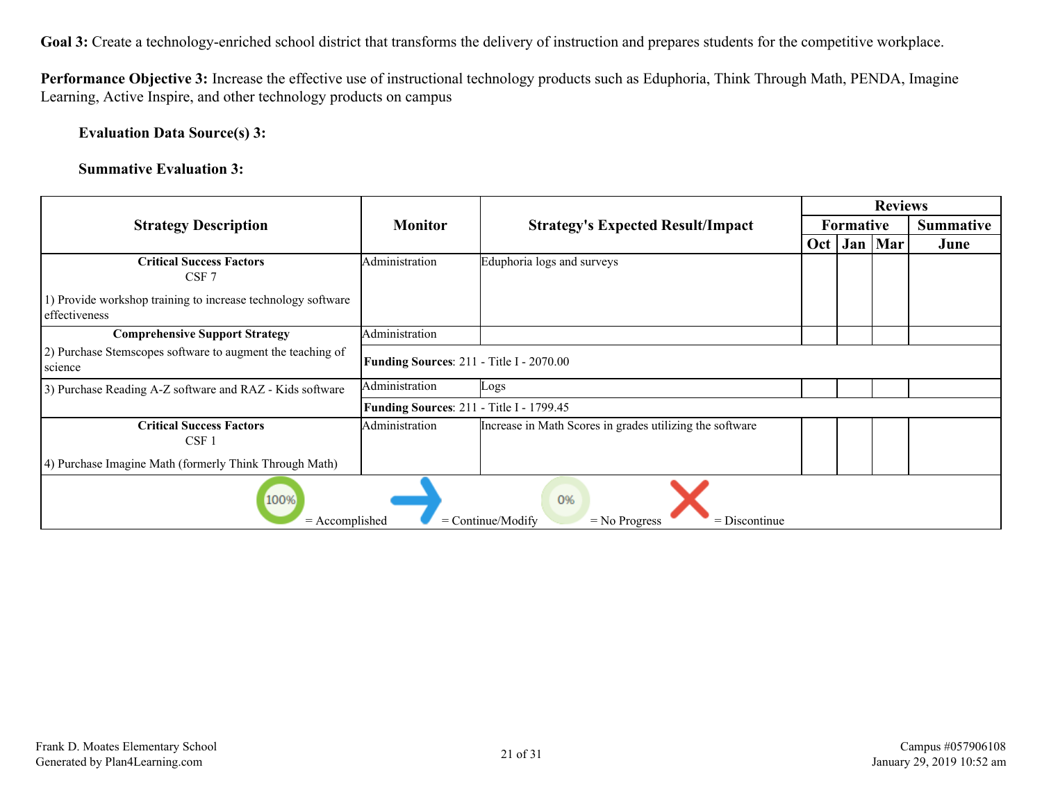**Goal 3:** Create a technology-enriched school district that transforms the delivery of instruction and prepares students for the competitive workplace.

**Performance Objective 3:** Increase the effective use of instructional technology products such as Eduphoria, Think Through Math, PENDA, Imagine Learning, Active Inspire, and other technology products on campus

**Evaluation Data Source(s) 3:**

**Summative Evaluation 3:**

| Strategy Description | Monitor | Strategy's Expected Result/Impact | Reviews | | | |
|---|---|---|---|---|---|---|
| | | | Formative | | | Summative |
| | | | Oct | Jan | Mar | June |
| **Critical Success Factors** CSF 7<br><br>1) Provide workshop training to increase technology software effectiveness | Administration | Eduphoria logs and surveys | | | | |
| **Comprehensive Support Strategy**<br><br>2) Purchase Stemscopes software to augment the teaching of science | Administration | | | | | |
| | **Funding Sources**: 211 - Title I - 2070.00 | | | | | |
| 3) Purchase Reading A-Z software and RAZ - Kids software | Administration | Logs | | | | |
| | **Funding Sources**: 211 - Title I - 1799.45 | | | | | |
| **Critical Success Factors** CSF 1<br><br>4) Purchase Imagine Math (formerly Think Through Math) | Administration | Increase in Math Scores in grades utilizing the software | | | | |

100% = Accomplished → = Continue/Modify 0% = No Progress X = Discontinue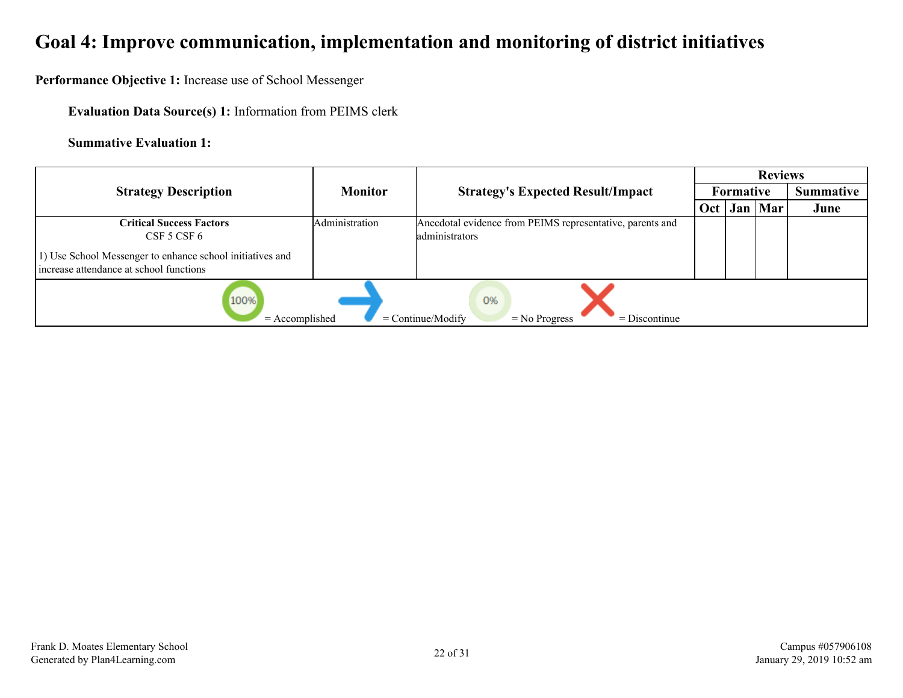# Goal 4: Improve communication, implementation and monitoring of district initiatives

**Performance Objective 1:** Increase use of School Messenger

**Evaluation Data Source(s) 1:** Information from PEIMS clerk

**Summative Evaluation 1:**

| Strategy Description | Monitor | Strategy's Expected Result/Impact | Reviews | | | |
|---|---|---|---|---|---|---|
| | | | Formative | | | Summative |
| | | | Oct | Jan | Mar | June |
| **Critical Success Factors**<br>CSF 5 CSF 6<br><br>1) Use School Messenger to enhance school initiatives and increase attendance at school functions | Administration | Anecdotal evidence from PEIMS representative, parents and administrators | | | | |

100% = Accomplished → = Continue/Modify 0% = No Progress X = Discontinue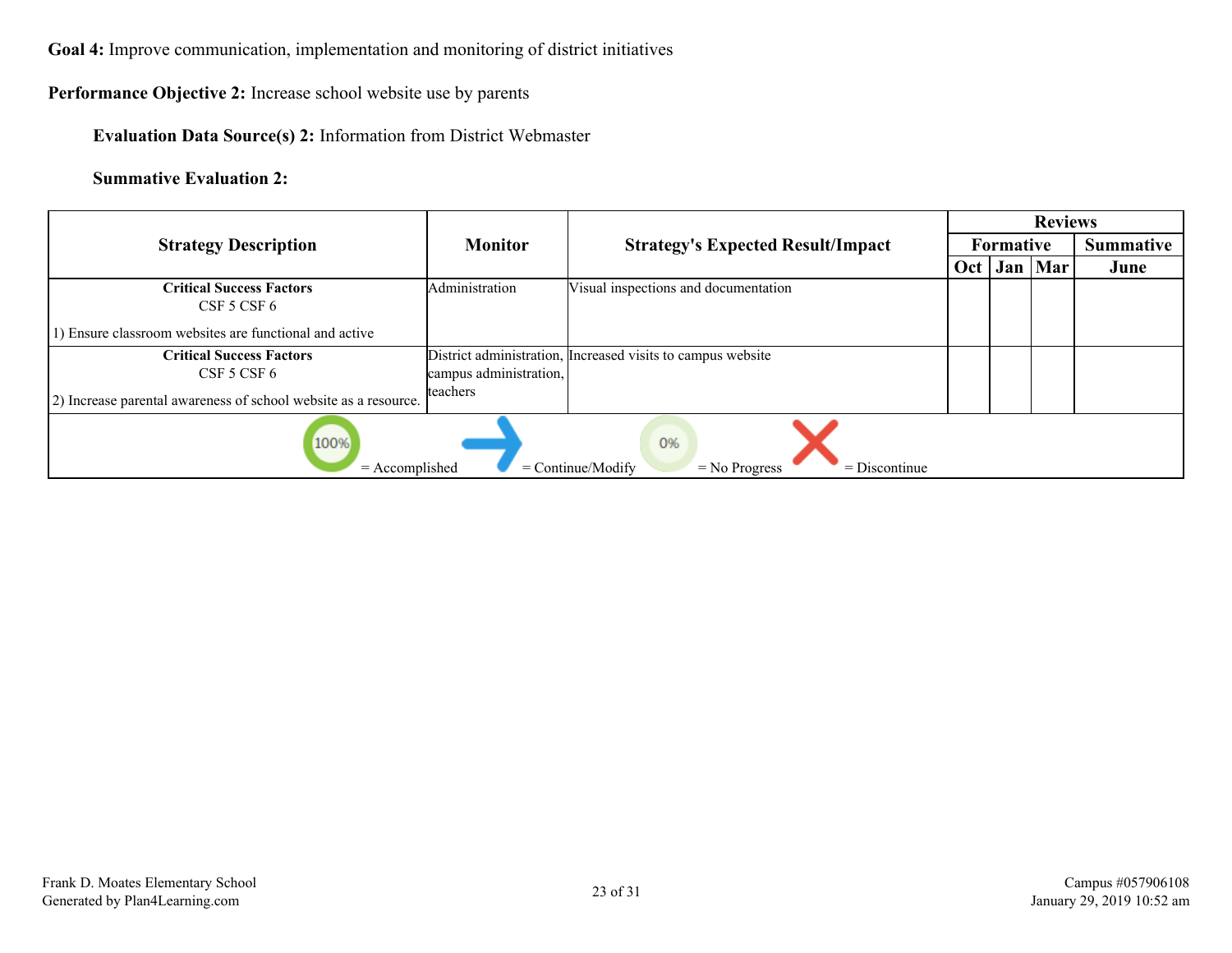**Goal 4:** Improve communication, implementation and monitoring of district initiatives

**Performance Objective 2:** Increase school website use by parents

**Evaluation Data Source(s) 2:** Information from District Webmaster

**Summative Evaluation 2:**

| Strategy Description | Monitor | Strategy's Expected Result/Impact | Reviews | | | |
|---|---|---|---|---|---|---|
| | | | Formative | | | Summative |
| | | | Oct | Jan | Mar | June |
| **Critical Success Factors** CSF 5 CSF 6 1) Ensure classroom websites are functional and active | Administration | Visual inspections and documentation | | | | |
| **Critical Success Factors** CSF 5 CSF 6 2) Increase parental awareness of school website as a resource. | District administration, campus administration, teachers | Increased visits to campus website | | | | |

100% = Accomplished → = Continue/Modify 0% = No Progress X = Discontinue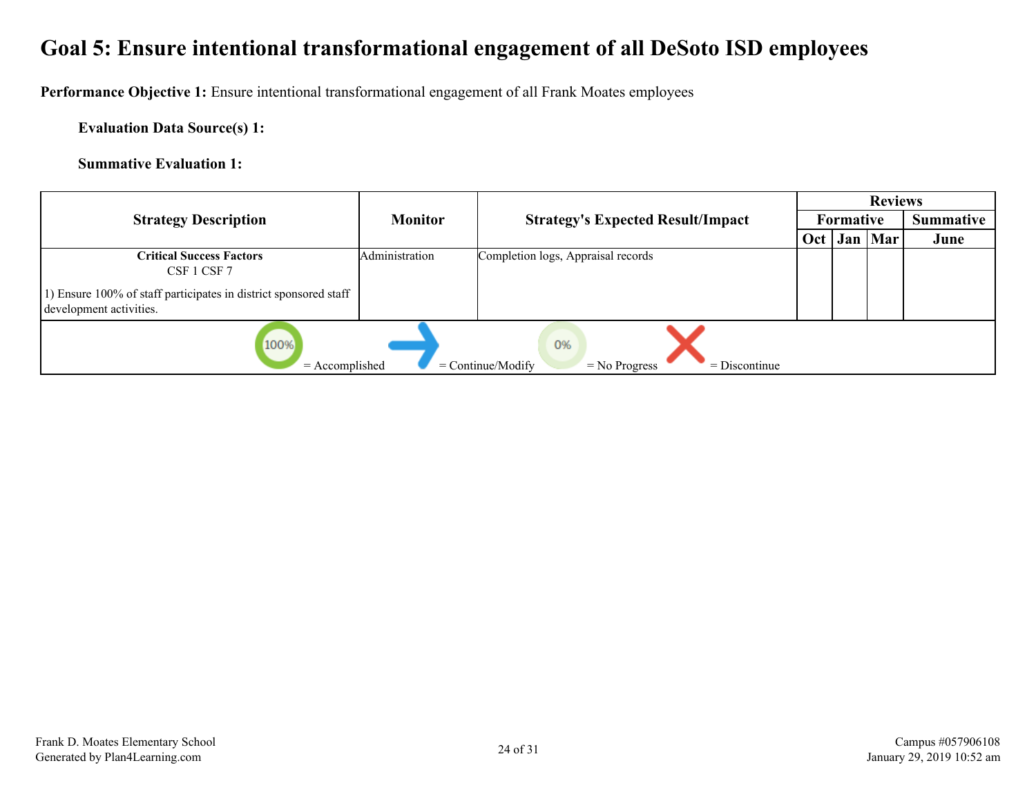# Goal 5: Ensure intentional transformational engagement of all DeSoto ISD employees

**Performance Objective 1:** Ensure intentional transformational engagement of all Frank Moates employees

**Evaluation Data Source(s) 1:**

**Summative Evaluation 1:**

| Strategy Description | Monitor | Strategy's Expected Result/Impact | Reviews | | | |
|---|---|---|---|---|---|---|
| | | | Formative | | | Summative |
| | | | Oct | Jan | Mar | June |
| **Critical Success Factors**<br>CSF 1 CSF 7<br><br>1) Ensure 100% of staff participates in district sponsored staff development activities. | Administration | Completion logs, Appraisal records | | | | |

100% = Accomplished | = Continue/Modify | 0% = No Progress | = Discontinue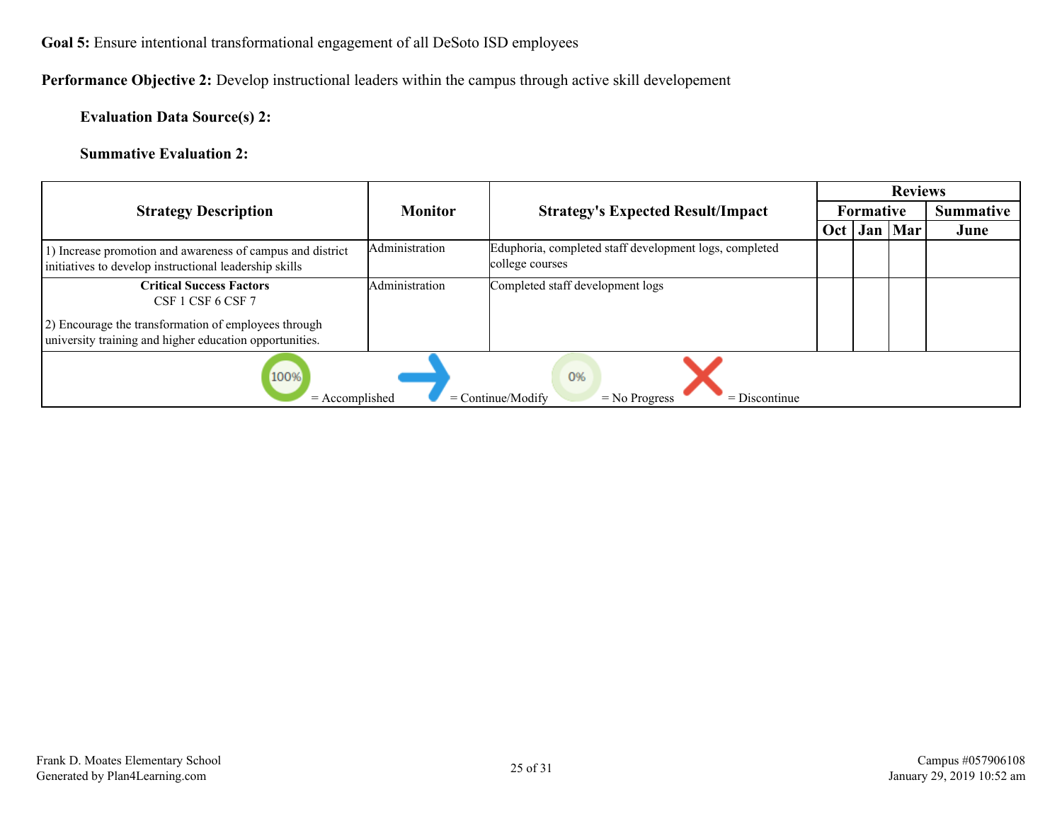**Goal 5:** Ensure intentional transformational engagement of all DeSoto ISD employees

**Performance Objective 2:** Develop instructional leaders within the campus through active skill developement

**Evaluation Data Source(s) 2:**

**Summative Evaluation 2:**

| Strategy Description | Monitor | Strategy's Expected Result/Impact | Reviews | | | |
|---|---|---|---|---|---|---|
| | | | Formative | | | Summative |
| | | | Oct | Jan | Mar | June |
| 1) Increase promotion and awareness of campus and district initiatives to develop instructional leadership skills | Administration | Eduphoria, completed staff development logs, completed college courses | | | | |
| **Critical Success Factors** CSF 1 CSF 6 CSF 7<br><br>2) Encourage the transformation of employees through university training and higher education opportunities. | Administration | Completed staff development logs | | | | |

100% = Accomplished   → = Continue/Modify   0% = No Progress   ✗ = Discontinue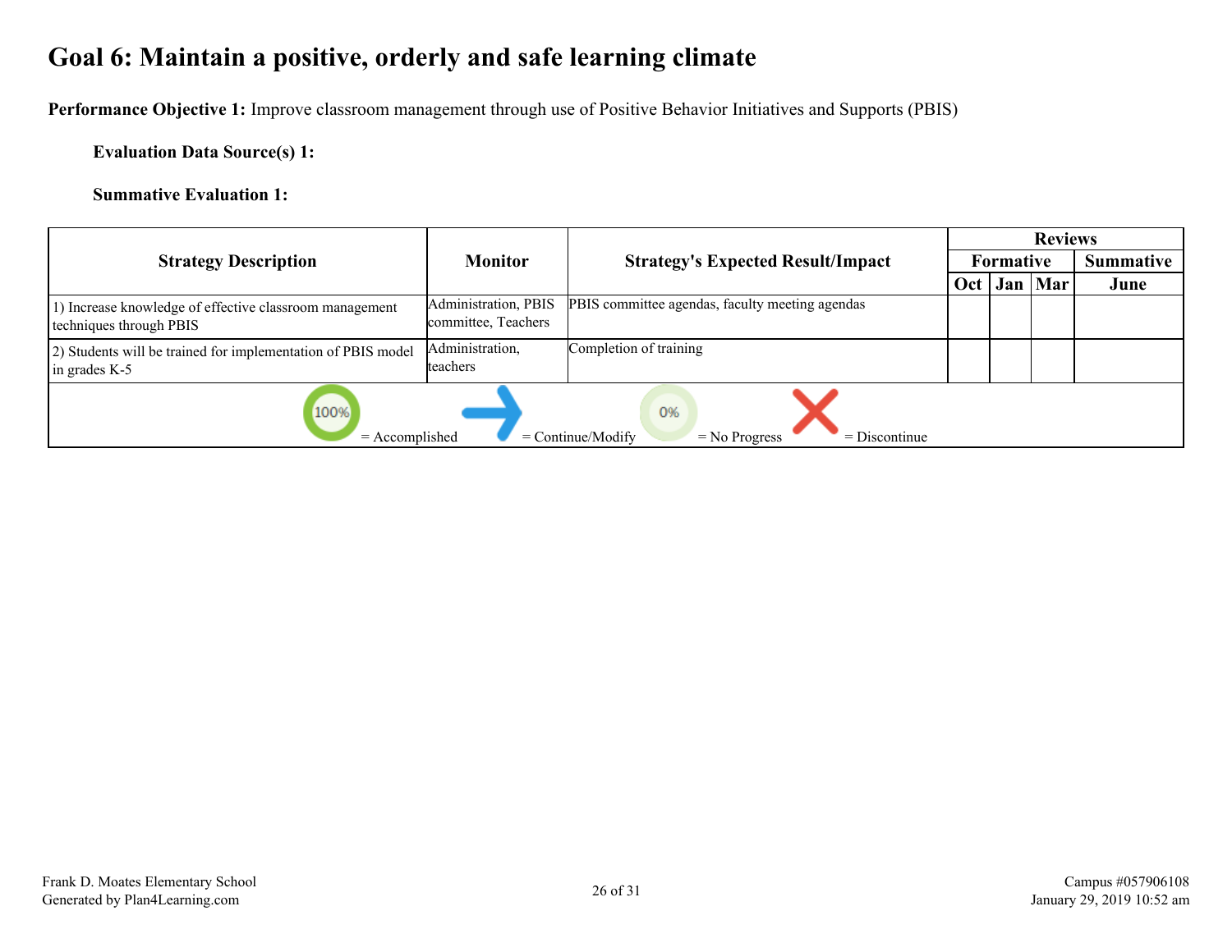# Goal 6: Maintain a positive, orderly and safe learning climate

**Performance Objective 1:** Improve classroom management through use of Positive Behavior Initiatives and Supports (PBIS)

**Evaluation Data Source(s) 1:**

**Summative Evaluation 1:**

| Strategy Description | Monitor | Strategy's Expected Result/Impact | Reviews | | | |
|---|---|---|---|---|---|---|
| | | | Formative | | | Summative |
| | | | Oct | Jan | Mar | June |
| 1) Increase knowledge of effective classroom management techniques through PBIS | Administration, PBIS committee, Teachers | PBIS committee agendas, faculty meeting agendas | | | | |
| 2) Students will be trained for implementation of PBIS model in grades K-5 | Administration, teachers | Completion of training | | | | |

100% = Accomplished → = Continue/Modify 0% = No Progress ✕ = Discontinue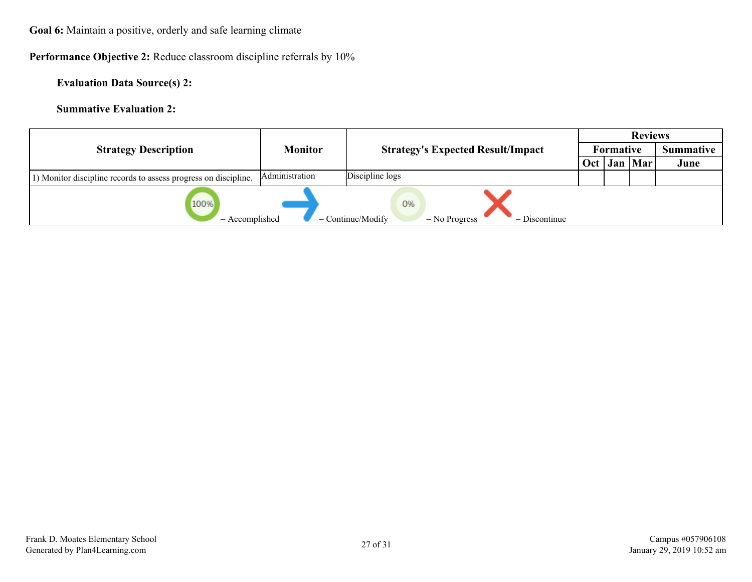**Goal 6:** Maintain a positive, orderly and safe learning climate

**Performance Objective 2:** Reduce classroom discipline referrals by 10%

**Evaluation Data Source(s) 2:**

**Summative Evaluation 2:**

| Strategy Description | Monitor | Strategy's Expected Result/Impact | Reviews | | | |
|---|---|---|---|---|---|---|
| | | | Formative | | | Summative |
| | | | Oct | Jan | Mar | June |
| 1) Monitor discipline records to assess progress on discipline. | Administration | Discipline logs | | | | |

100% = Accomplished → = Continue/Modify 0% = No Progress ✗ = Discontinue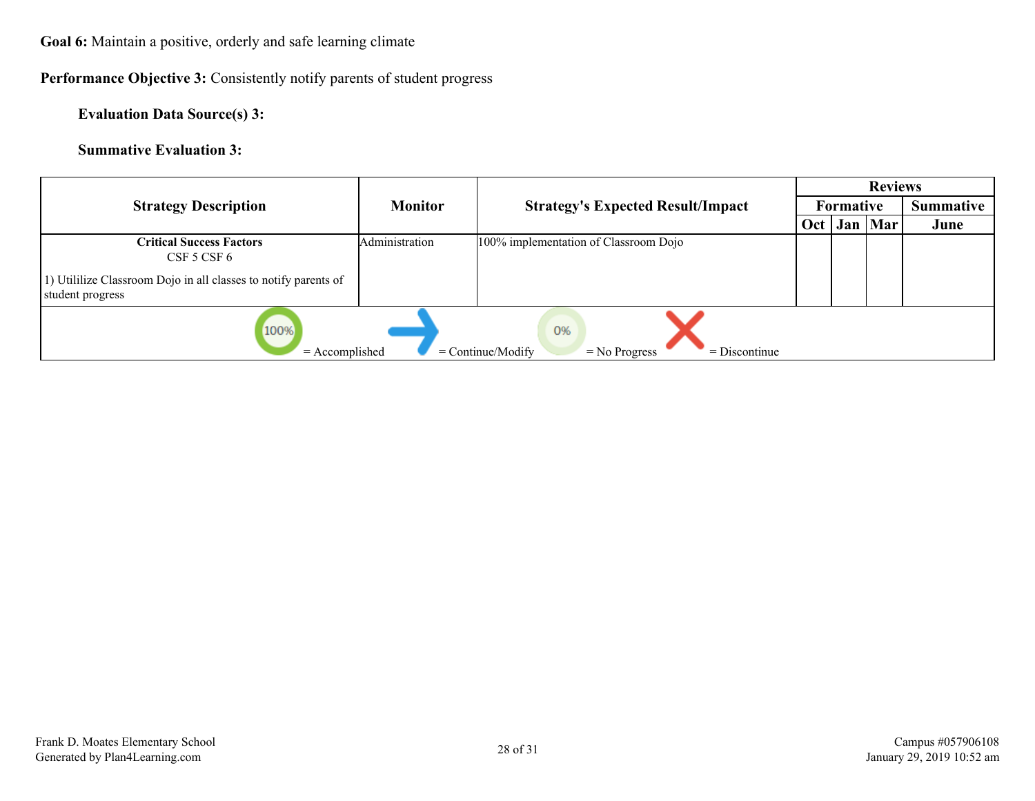**Goal 6:** Maintain a positive, orderly and safe learning climate

**Performance Objective 3:** Consistently notify parents of student progress

**Evaluation Data Source(s) 3:**

**Summative Evaluation 3:**

| Strategy Description | Monitor | Strategy's Expected Result/Impact | Reviews | | | |
|---|---|---|---|---|---|---|
| | | | Formative | | | Summative |
| | | | Oct | Jan | Mar | June |
| **Critical Success Factors**<br>CSF 5 CSF 6<br>1) Utililize Classroom Dojo in all classes to notify parents of student progress | Administration | 100% implementation of Classroom Dojo | | | | |

100% = Accomplished → = Continue/Modify 0% = No Progress ✕ = Discontinue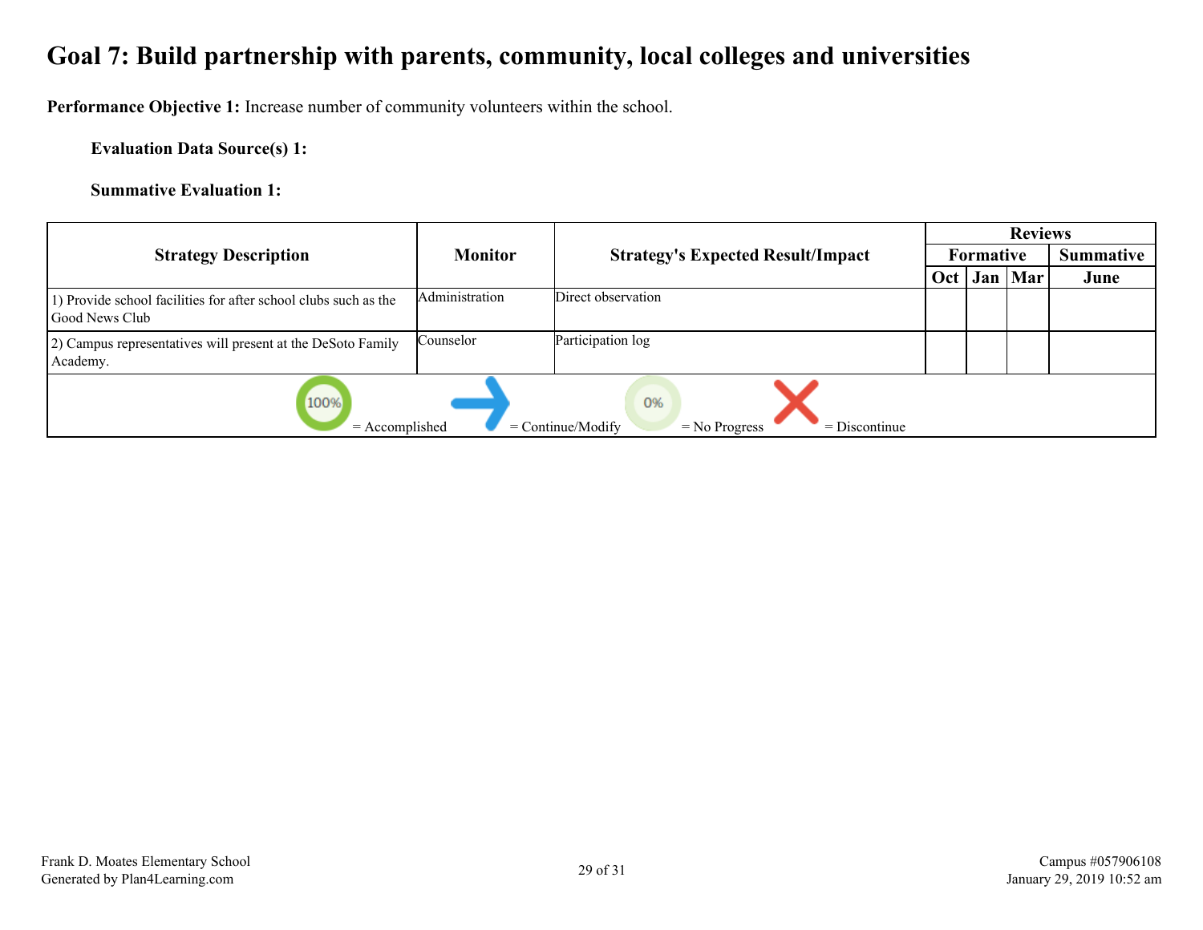# Goal 7: Build partnership with parents, community, local colleges and universities

**Performance Objective 1:** Increase number of community volunteers within the school.

**Evaluation Data Source(s) 1:**

**Summative Evaluation 1:**

| Strategy Description | Monitor | Strategy's Expected Result/Impact | Reviews | | | |
|---|---|---|---|---|---|---|
| | | | Formative | | | Summative |
| | | | Oct | Jan | Mar | June |
| 1) Provide school facilities for after school clubs such as the Good News Club | Administration | Direct observation | | | | |
| 2) Campus representatives will present at the DeSoto Family Academy. | Counselor | Participation log | | | | |

100% = Accomplished → = Continue/Modify 0% = No Progress X = Discontinue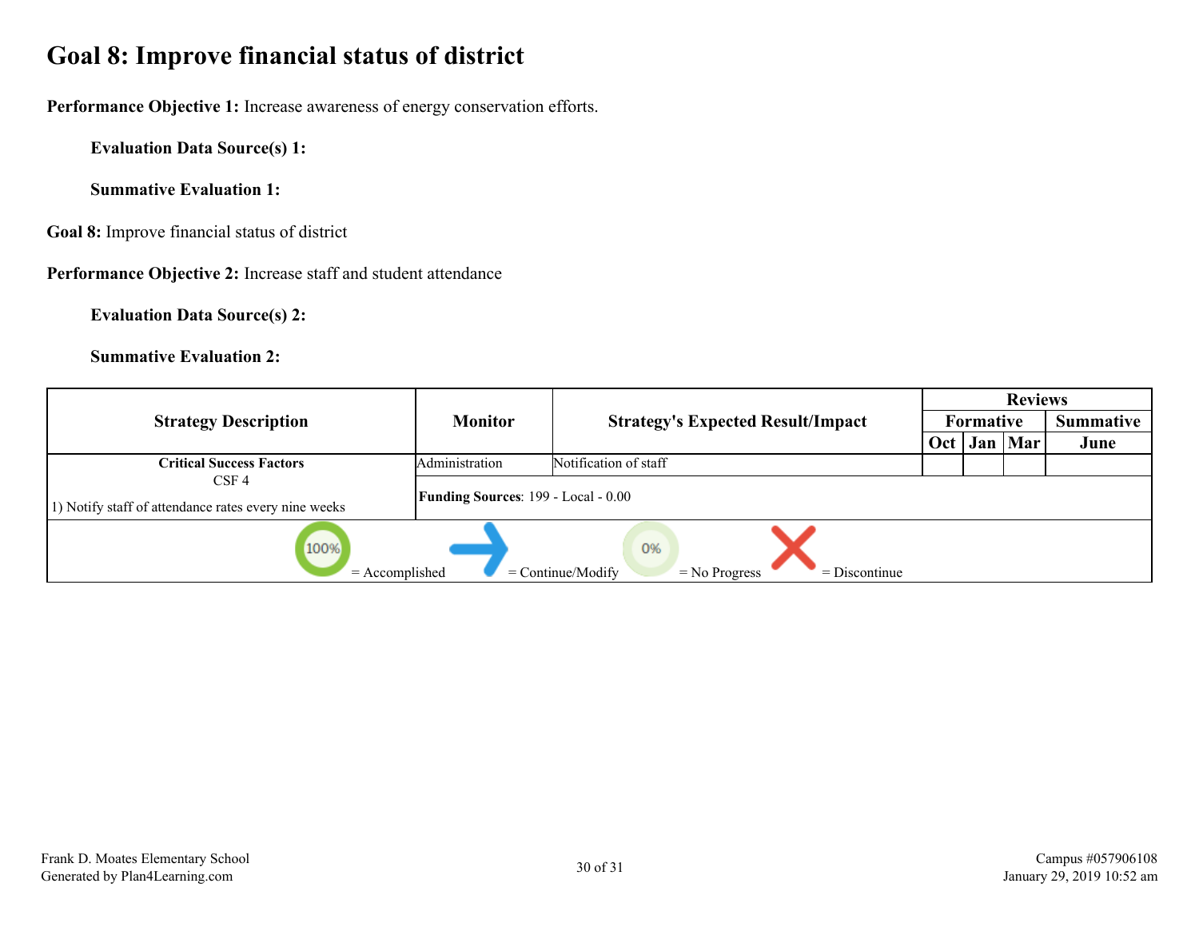# Goal 8: Improve financial status of district

**Performance Objective 1:** Increase awareness of energy conservation efforts.

**Evaluation Data Source(s) 1:**

**Summative Evaluation 1:**

**Goal 8:** Improve financial status of district

**Performance Objective 2:** Increase staff and student attendance

**Evaluation Data Source(s) 2:**

**Summative Evaluation 2:**

| Strategy Description | Monitor | Strategy's Expected Result/Impact | Reviews | | | |
|---|---|---|---|---|---|---|
| | | | Formative | | | Summative |
| | | | Oct | Jan | Mar | June |
| **Critical Success Factors**<br>CSF 4<br>1) Notify staff of attendance rates every nine weeks | Administration | Notification of staff | | | | |
| | **Funding Sources**: 199 - Local - 0.00 | | | | | |

100% = Accomplished → = Continue/Modify 0% = No Progress X = Discontinue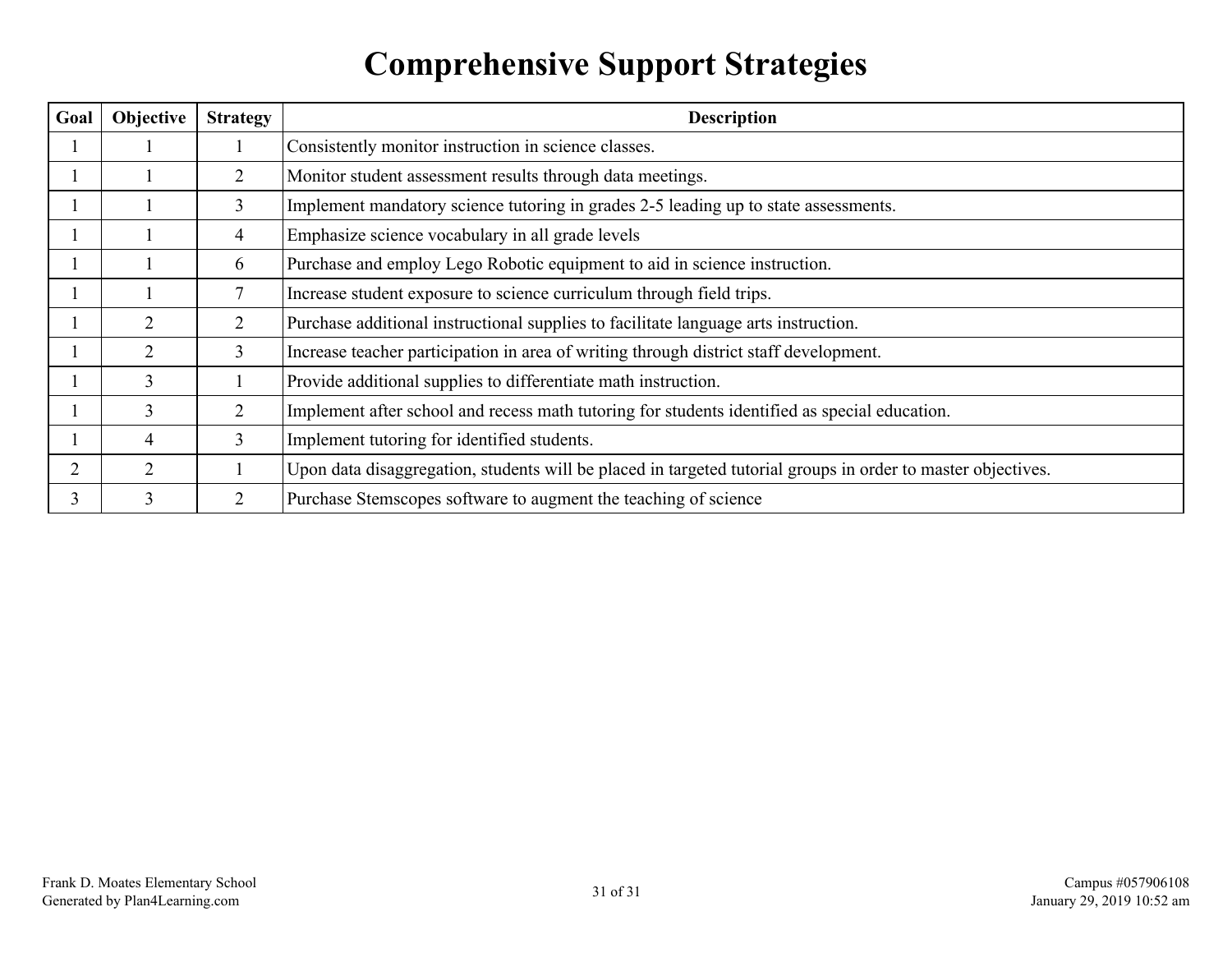# Comprehensive Support Strategies

| Goal | Objective | Strategy | Description |
|---|---|---|---|
| 1 | 1 | 1 | Consistently monitor instruction in science classes. |
| 1 | 1 | 2 | Monitor student assessment results through data meetings. |
| 1 | 1 | 3 | Implement mandatory science tutoring in grades 2-5 leading up to state assessments. |
| 1 | 1 | 4 | Emphasize science vocabulary in all grade levels |
| 1 | 1 | 6 | Purchase and employ Lego Robotic equipment to aid in science instruction. |
| 1 | 1 | 7 | Increase student exposure to science curriculum through field trips. |
| 1 | 2 | 2 | Purchase additional instructional supplies to facilitate language arts instruction. |
| 1 | 2 | 3 | Increase teacher participation in area of writing through district staff development. |
| 1 | 3 | 1 | Provide additional supplies to differentiate math instruction. |
| 1 | 3 | 2 | Implement after school and recess math tutoring for students identified as special education. |
| 1 | 4 | 3 | Implement tutoring for identified students. |
| 2 | 2 | 1 | Upon data disaggregation, students will be placed in targeted tutorial groups in order to master objectives. |
| 3 | 3 | 2 | Purchase Stemscopes software to augment the teaching of science |